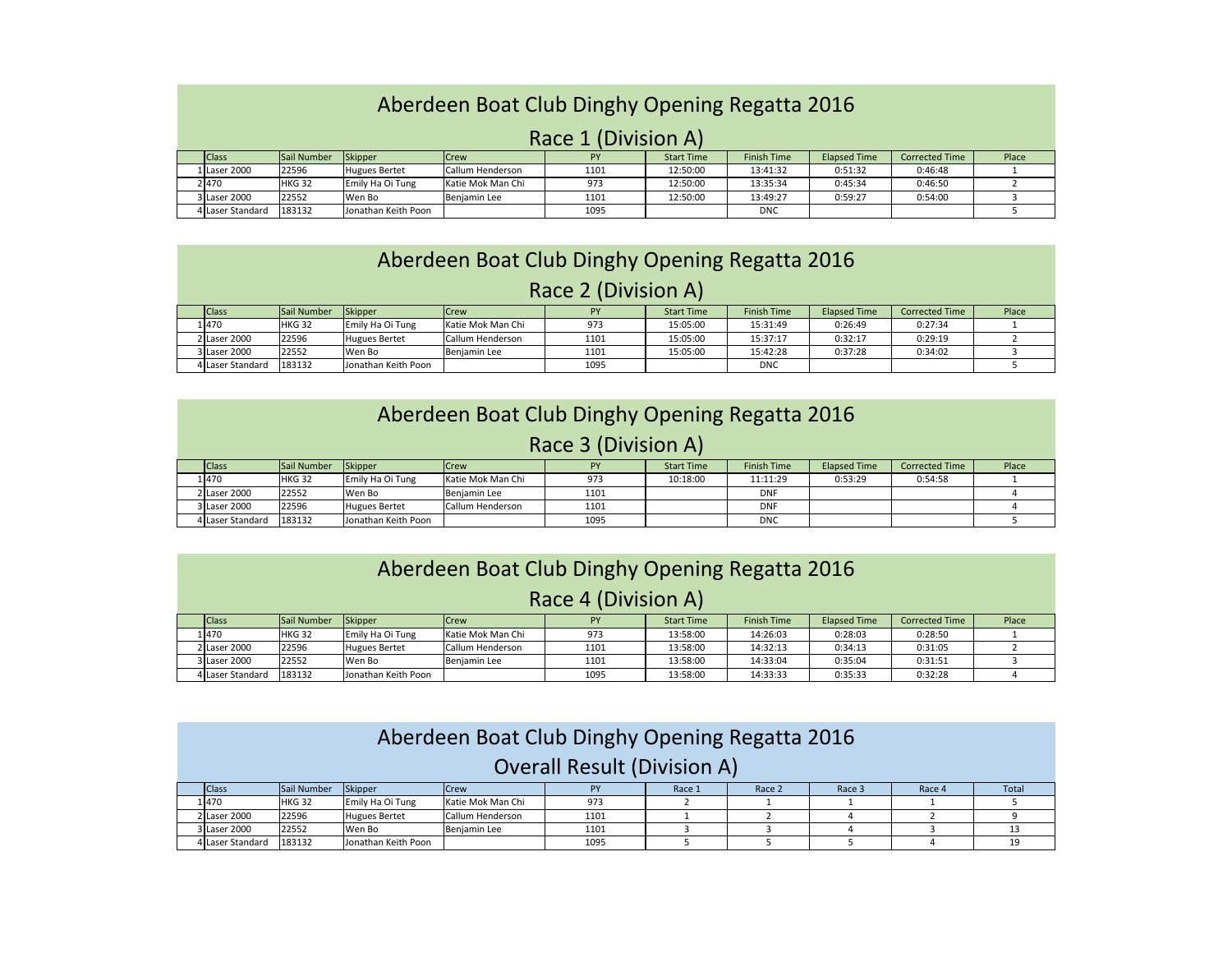# Aberdeen Boat Club Dinghy Opening Regatta 2016

## Race 1 (Division A)

| | Class | Sail Number | Skipper | Crew | PY | Start Time | Finish Time | Elapsed Time | Corrected Time | Place |
|---|---|---|---|---|---|---|---|---|---|---|
| 1 | Laser 2000 | 22596 | Hugues Bertet | Callum Henderson | 1101 | 12:50:00 | 13:41:32 | 0:51:32 | 0:46:48 | 1 |
| 2 | 470 | HKG 32 | Emily Ha Oi Tung | Katie Mok Man Chi | 973 | 12:50:00 | 13:35:34 | 0:45:34 | 0:46:50 | 2 |
| 3 | Laser 2000 | 22552 | Wen Bo | Benjamin Lee | 1101 | 12:50:00 | 13:49:27 | 0:59:27 | 0:54:00 | 3 |
| 4 | Laser Standard | 183132 | Jonathan Keith Poon | | 1095 | | DNC | | | 5 |

# Aberdeen Boat Club Dinghy Opening Regatta 2016

## Race 2 (Division A)

| | Class | Sail Number | Skipper | Crew | PY | Start Time | Finish Time | Elapsed Time | Corrected Time | Place |
|---|---|---|---|---|---|---|---|---|---|---|
| 1 | 470 | HKG 32 | Emily Ha Oi Tung | Katie Mok Man Chi | 973 | 15:05:00 | 15:31:49 | 0:26:49 | 0:27:34 | 1 |
| 2 | Laser 2000 | 22596 | Hugues Bertet | Callum Henderson | 1101 | 15:05:00 | 15:37:17 | 0:32:17 | 0:29:19 | 2 |
| 3 | Laser 2000 | 22552 | Wen Bo | Benjamin Lee | 1101 | 15:05:00 | 15:42:28 | 0:37:28 | 0:34:02 | 3 |
| 4 | Laser Standard | 183132 | Jonathan Keith Poon | | 1095 | | DNC | | | 5 |

# Aberdeen Boat Club Dinghy Opening Regatta 2016

## Race 3 (Division A)

| | Class | Sail Number | Skipper | Crew | PY | Start Time | Finish Time | Elapsed Time | Corrected Time | Place |
|---|---|---|---|---|---|---|---|---|---|---|
| 1 | 470 | HKG 32 | Emily Ha Oi Tung | Katie Mok Man Chi | 973 | 10:18:00 | 11:11:29 | 0:53:29 | 0:54:58 | 1 |
| 2 | Laser 2000 | 22552 | Wen Bo | Benjamin Lee | 1101 | | DNF | | | 4 |
| 3 | Laser 2000 | 22596 | Hugues Bertet | Callum Henderson | 1101 | | DNF | | | 4 |
| 4 | Laser Standard | 183132 | Jonathan Keith Poon | | 1095 | | DNC | | | 5 |

# Aberdeen Boat Club Dinghy Opening Regatta 2016

## Race 4 (Division A)

| | Class | Sail Number | Skipper | Crew | PY | Start Time | Finish Time | Elapsed Time | Corrected Time | Place |
|---|---|---|---|---|---|---|---|---|---|---|
| 1 | 470 | HKG 32 | Emily Ha Oi Tung | Katie Mok Man Chi | 973 | 13:58:00 | 14:26:03 | 0:28:03 | 0:28:50 | 1 |
| 2 | Laser 2000 | 22596 | Hugues Bertet | Callum Henderson | 1101 | 13:58:00 | 14:32:13 | 0:34:13 | 0:31:05 | 2 |
| 3 | Laser 2000 | 22552 | Wen Bo | Benjamin Lee | 1101 | 13:58:00 | 14:33:04 | 0:35:04 | 0:31:51 | 3 |
| 4 | Laser Standard | 183132 | Jonathan Keith Poon | | 1095 | 13:58:00 | 14:33:33 | 0:35:33 | 0:32:28 | 4 |

# Aberdeen Boat Club Dinghy Opening Regatta 2016

## Overall Result (Division A)

| | Class | Sail Number | Skipper | Crew | PY | Race 1 | Race 2 | Race 3 | Race 4 | Total |
|---|---|---|---|---|---|---|---|---|---|---|
| 1 | 470 | HKG 32 | Emily Ha Oi Tung | Katie Mok Man Chi | 973 | 2 | 1 | 1 | 1 | 5 |
| 2 | Laser 2000 | 22596 | Hugues Bertet | Callum Henderson | 1101 | 1 | 2 | 4 | 2 | 9 |
| 3 | Laser 2000 | 22552 | Wen Bo | Benjamin Lee | 1101 | 3 | 3 | 4 | 3 | 13 |
| 4 | Laser Standard | 183132 | Jonathan Keith Poon | | 1095 | 5 | 5 | 5 | 4 | 19 |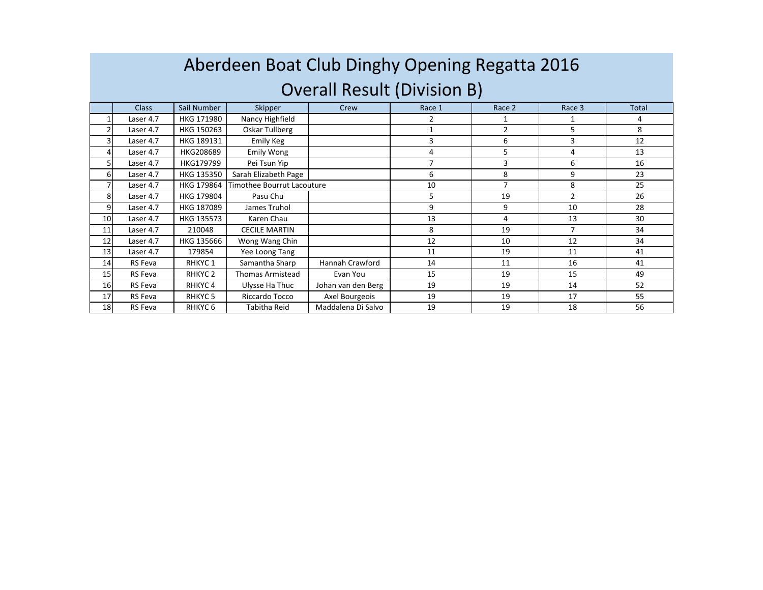# Aberdeen Boat Club Dinghy Opening Regatta 2016

## Overall Result (Division B)

| | Class | Sail Number | Skipper | Crew | Race 1 | Race 2 | Race 3 | Total |
|---|---|---|---|---|---|---|---|---|
| 1 | Laser 4.7 | HKG 171980 | Nancy Highfield | | 2 | 1 | 1 | 4 |
| 2 | Laser 4.7 | HKG 150263 | Oskar Tullberg | | 1 | 2 | 5 | 8 |
| 3 | Laser 4.7 | HKG 189131 | Emily Keg | | 3 | 6 | 3 | 12 |
| 4 | Laser 4.7 | HKG208689 | Emily Wong | | 4 | 5 | 4 | 13 |
| 5 | Laser 4.7 | HKG179799 | Pei Tsun Yip | | 7 | 3 | 6 | 16 |
| 6 | Laser 4.7 | HKG 135350 | Sarah Elizabeth Page | | 6 | 8 | 9 | 23 |
| 7 | Laser 4.7 | HKG 179864 | Timothee Bourrut Lacouture | | 10 | 7 | 8 | 25 |
| 8 | Laser 4.7 | HKG 179804 | Pasu Chu | | 5 | 19 | 2 | 26 |
| 9 | Laser 4.7 | HKG 187089 | James Truhol | | 9 | 9 | 10 | 28 |
| 10 | Laser 4.7 | HKG 135573 | Karen Chau | | 13 | 4 | 13 | 30 |
| 11 | Laser 4.7 | 210048 | CECILE MARTIN | | 8 | 19 | 7 | 34 |
| 12 | Laser 4.7 | HKG 135666 | Wong Wang Chin | | 12 | 10 | 12 | 34 |
| 13 | Laser 4.7 | 179854 | Yee Loong Tang | | 11 | 19 | 11 | 41 |
| 14 | RS Feva | RHKYC 1 | Samantha Sharp | Hannah Crawford | 14 | 11 | 16 | 41 |
| 15 | RS Feva | RHKYC 2 | Thomas Armistead | Evan You | 15 | 19 | 15 | 49 |
| 16 | RS Feva | RHKYC 4 | Ulysse Ha Thuc | Johan van den Berg | 19 | 19 | 14 | 52 |
| 17 | RS Feva | RHKYC 5 | Riccardo Tocco | Axel Bourgeois | 19 | 19 | 17 | 55 |
| 18 | RS Feva | RHKYC 6 | Tabitha Reid | Maddalena Di Salvo | 19 | 19 | 18 | 56 |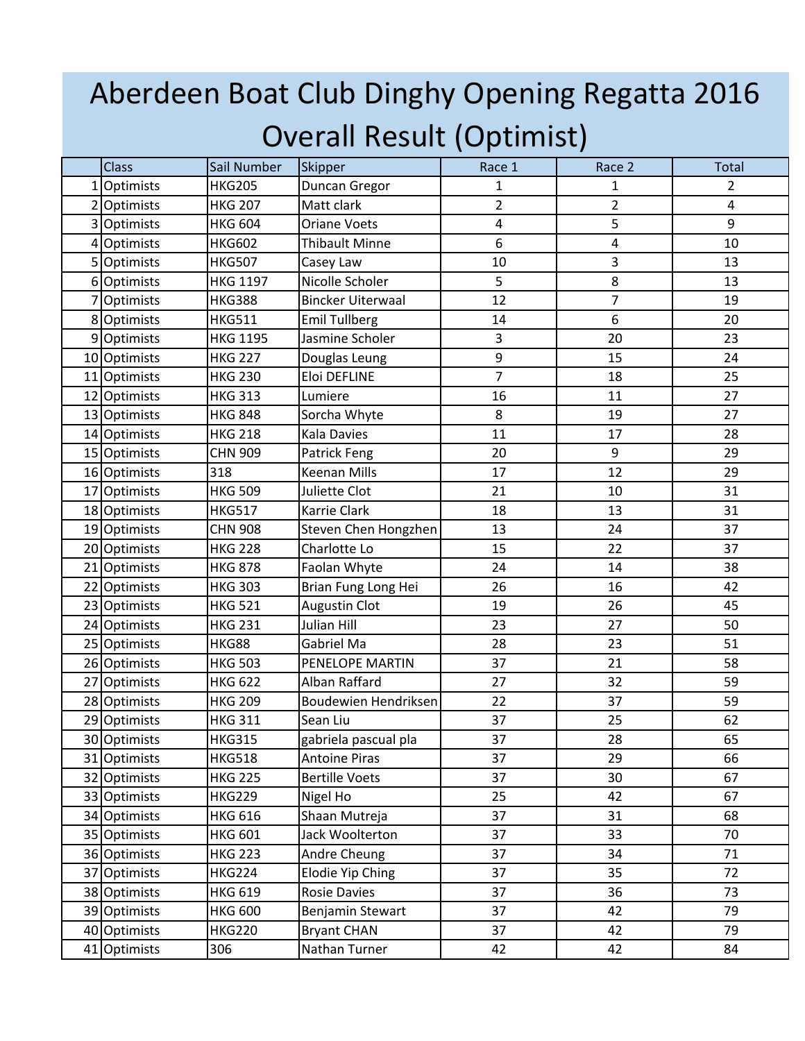# Aberdeen Boat Club Dinghy Opening Regatta 2016

## Overall Result (Optimist)

| | Class | Sail Number | Skipper | Race 1 | Race 2 | Total |
|---|---|---|---|---|---|---|
| 1 | Optimists | HKG205 | Duncan Gregor | 1 | 1 | 2 |
| 2 | Optimists | HKG 207 | Matt clark | 2 | 2 | 4 |
| 3 | Optimists | HKG 604 | Oriane Voets | 4 | 5 | 9 |
| 4 | Optimists | HKG602 | Thibault Minne | 6 | 4 | 10 |
| 5 | Optimists | HKG507 | Casey Law | 10 | 3 | 13 |
| 6 | Optimists | HKG 1197 | Nicolle Scholer | 5 | 8 | 13 |
| 7 | Optimists | HKG388 | Bincker Uiterwaal | 12 | 7 | 19 |
| 8 | Optimists | HKG511 | Emil Tullberg | 14 | 6 | 20 |
| 9 | Optimists | HKG 1195 | Jasmine Scholer | 3 | 20 | 23 |
| 10 | Optimists | HKG 227 | Douglas Leung | 9 | 15 | 24 |
| 11 | Optimists | HKG 230 | Eloi DEFLINE | 7 | 18 | 25 |
| 12 | Optimists | HKG 313 | Lumiere | 16 | 11 | 27 |
| 13 | Optimists | HKG 848 | Sorcha Whyte | 8 | 19 | 27 |
| 14 | Optimists | HKG 218 | Kala Davies | 11 | 17 | 28 |
| 15 | Optimists | CHN 909 | Patrick Feng | 20 | 9 | 29 |
| 16 | Optimists | 318 | Keenan Mills | 17 | 12 | 29 |
| 17 | Optimists | HKG 509 | Juliette Clot | 21 | 10 | 31 |
| 18 | Optimists | HKG517 | Karrie Clark | 18 | 13 | 31 |
| 19 | Optimists | CHN 908 | Steven Chen Hongzhen | 13 | 24 | 37 |
| 20 | Optimists | HKG 228 | Charlotte Lo | 15 | 22 | 37 |
| 21 | Optimists | HKG 878 | Faolan Whyte | 24 | 14 | 38 |
| 22 | Optimists | HKG 303 | Brian Fung Long Hei | 26 | 16 | 42 |
| 23 | Optimists | HKG 521 | Augustin Clot | 19 | 26 | 45 |
| 24 | Optimists | HKG 231 | Julian Hill | 23 | 27 | 50 |
| 25 | Optimists | HKG88 | Gabriel Ma | 28 | 23 | 51 |
| 26 | Optimists | HKG 503 | PENELOPE MARTIN | 37 | 21 | 58 |
| 27 | Optimists | HKG 622 | Alban Raffard | 27 | 32 | 59 |
| 28 | Optimists | HKG 209 | Boudewien Hendriksen | 22 | 37 | 59 |
| 29 | Optimists | HKG 311 | Sean Liu | 37 | 25 | 62 |
| 30 | Optimists | HKG315 | gabriela pascual pla | 37 | 28 | 65 |
| 31 | Optimists | HKG518 | Antoine Piras | 37 | 29 | 66 |
| 32 | Optimists | HKG 225 | Bertille Voets | 37 | 30 | 67 |
| 33 | Optimists | HKG229 | Nigel Ho | 25 | 42 | 67 |
| 34 | Optimists | HKG 616 | Shaan Mutreja | 37 | 31 | 68 |
| 35 | Optimists | HKG 601 | Jack Woolterton | 37 | 33 | 70 |
| 36 | Optimists | HKG 223 | Andre Cheung | 37 | 34 | 71 |
| 37 | Optimists | HKG224 | Elodie Yip Ching | 37 | 35 | 72 |
| 38 | Optimists | HKG 619 | Rosie Davies | 37 | 36 | 73 |
| 39 | Optimists | HKG 600 | Benjamin Stewart | 37 | 42 | 79 |
| 40 | Optimists | HKG220 | Bryant CHAN | 37 | 42 | 79 |
| 41 | Optimists | 306 | Nathan Turner | 42 | 42 | 84 |